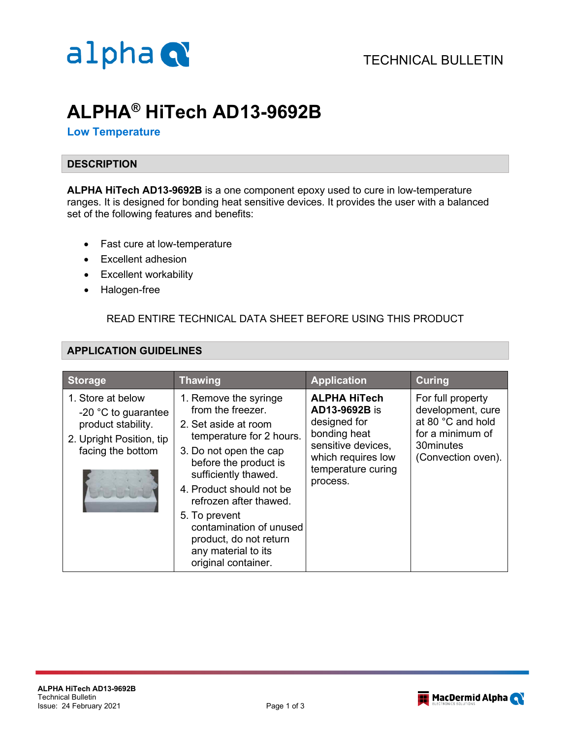TECHNICAL BULLETIN

# ALPHA® HiTech AD13-9692B

## Low Temperature

### DESCRIPTION

**ALPHA HiTech AD13-9692B** is a one component epoxy used to cure in low-temperature ranges. It is designed for bonding heat sensitive devices. It provides the user with a balanced set of the following features and benefits:

- Fast cure at low-temperature
- Excellent adhesion
- Excellent workability
- Halogen-free

READ ENTIRE TECHNICAL DATA SHEET BEFORE USING THIS PRODUCT

### APPLICATION GUIDELINES

| Storage | Thawing | Application | Curing |
|---|---|---|---|
| 1. Store at below -20 °C to guarantee product stability.<br>2. Upright Position, tip facing the bottom | 1. Remove the syringe from the freezer.<br>2. Set aside at room temperature for 2 hours.<br>3. Do not open the cap before the product is sufficiently thawed.<br>4. Product should not be refrozen after thawed.<br>5. To prevent contamination of unused product, do not return any material to its original container. | **ALPHA HiTech AD13-9692B** is designed for bonding heat sensitive devices, which requires low temperature curing process. | For full property development, cure at 80 °C and hold for a minimum of 30minutes (Convection oven). |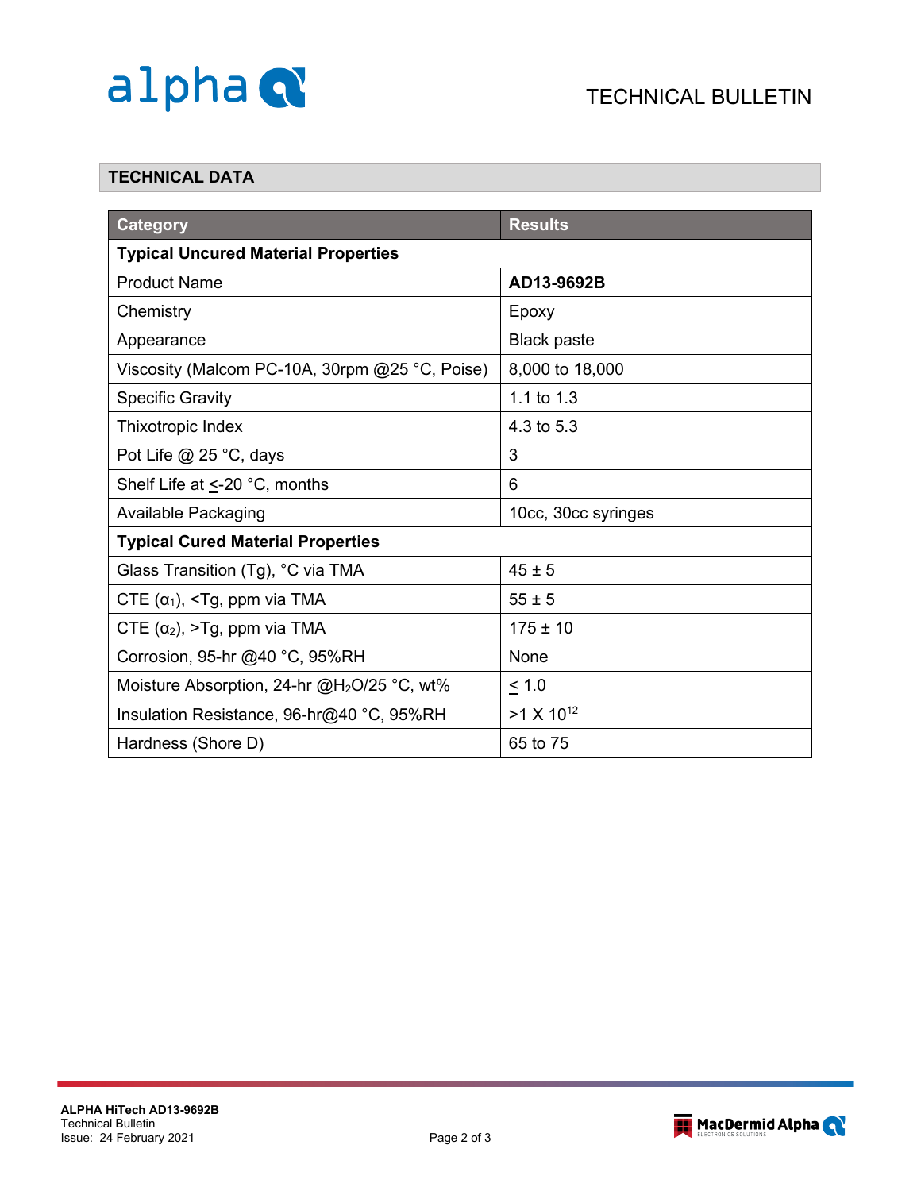## TECHNICAL DATA

| Category | Results |
| --- | --- |
| **Typical Uncured Material Properties** | |
| Product Name | **AD13-9692B** |
| Chemistry | Epoxy |
| Appearance | Black paste |
| Viscosity (Malcom PC-10A, 30rpm @25 °C, Poise) | 8,000 to 18,000 |
| Specific Gravity | 1.1 to 1.3 |
| Thixotropic Index | 4.3 to 5.3 |
| Pot Life @ 25 °C, days | 3 |
| Shelf Life at ≤-20 °C, months | 6 |
| Available Packaging | 10cc, 30cc syringes |
| **Typical Cured Material Properties** | |
| Glass Transition (Tg), °C via TMA | 45 ± 5 |
| CTE ($\alpha_1$), <Tg, ppm via TMA | 55 ± 5 |
| CTE ($\alpha_2$), >Tg, ppm via TMA | 175 ± 10 |
| Corrosion, 95-hr @40 °C, 95%RH | None |
| Moisture Absorption, 24-hr @$H_2O$/25 °C, wt% | ≤ 1.0 |
| Insulation Resistance, 96-hr@40 °C, 95%RH | ≥1 X $10^{12}$ |
| Hardness (Shore D) | 65 to 75 |

**ALPHA HiTech AD13-9692B**
Technical Bulletin
Issue: 24 February 2021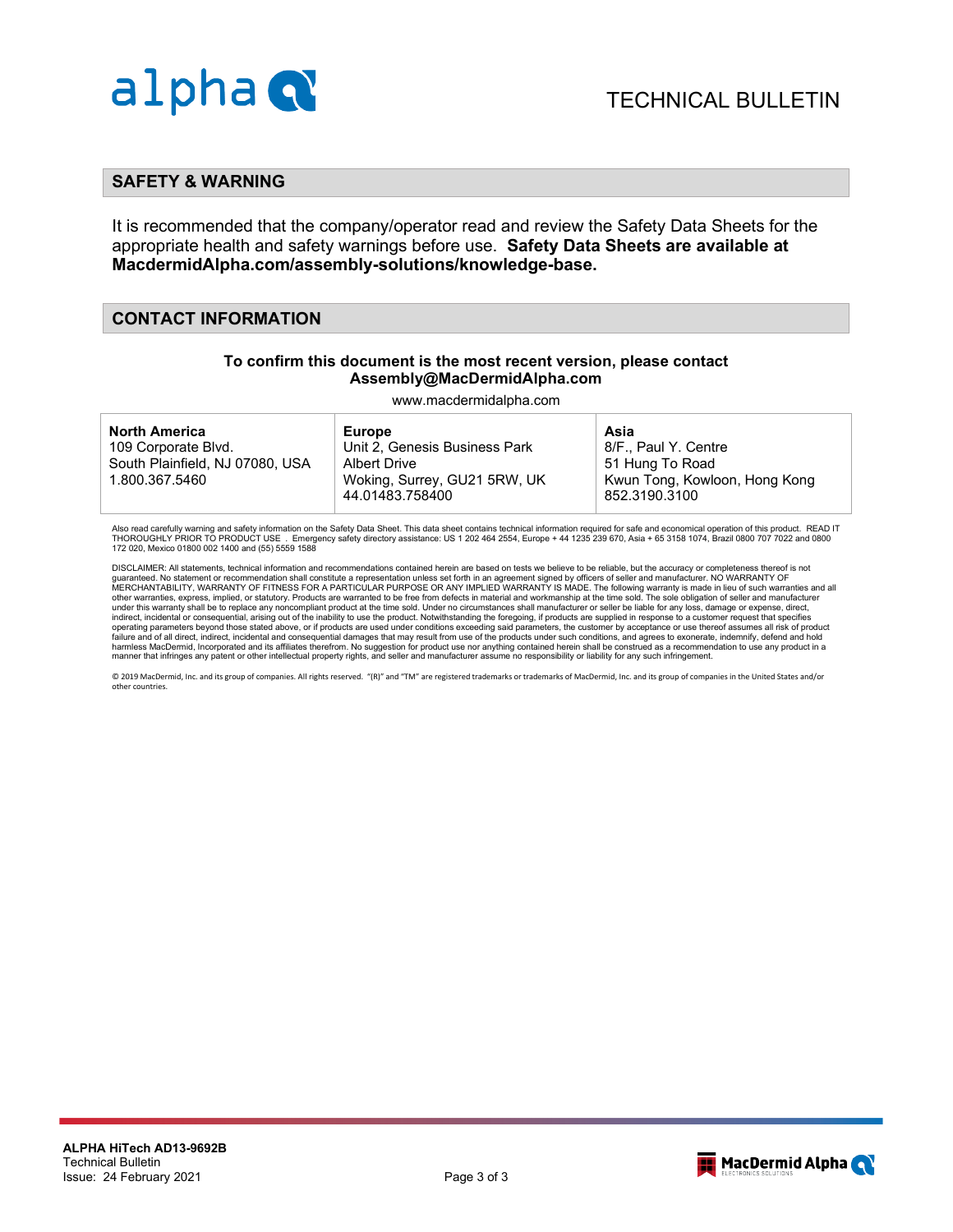## SAFETY & WARNING

It is recommended that the company/operator read and review the Safety Data Sheets for the appropriate health and safety warnings before use. **Safety Data Sheets are available at MacdermidAlpha.com/assembly-solutions/knowledge-base.**

## CONTACT INFORMATION

**To confirm this document is the most recent version, please contact Assembly@MacDermidAlpha.com**

www.macdermidalpha.com

| | | |
|---|---|---|
| **North America**<br>109 Corporate Blvd.<br>South Plainfield, NJ 07080, USA<br>1.800.367.5460 | **Europe**<br>Unit 2, Genesis Business Park<br>Albert Drive<br>Woking, Surrey, GU21 5RW, UK<br>44.01483.758400 | **Asia**<br>8/F., Paul Y. Centre<br>51 Hung To Road<br>Kwun Tong, Kowloon, Hong Kong<br>852.3190.3100 |

Also read carefully warning and safety information on the Safety Data Sheet. This data sheet contains technical information required for safe and economical operation of this product. READ IT THOROUGHLY PRIOR TO PRODUCT USE . Emergency safety directory assistance: US 1 202 464 2554, Europe + 44 1235 239 670, Asia + 65 3158 1074, Brazil 0800 707 7022 and 0800 172 020, Mexico 01800 002 1400 and (55) 5559 1588

DISCLAIMER: All statements, technical information and recommendations contained herein are based on tests we believe to be reliable, but the accuracy or completeness thereof is not guaranteed. No statement or recommendation shall constitute a representation unless set forth in an agreement signed by officers of seller and manufacturer. NO WARRANTY OF MERCHANTABILITY, WARRANTY OF FITNESS FOR A PARTICULAR PURPOSE OR ANY IMPLIED WARRANTY IS MADE. The following warranty is made in lieu of such warranties and all other warranties, express, implied, or statutory. Products are warranted to be free from defects in material and workmanship at the time sold. The sole obligation of seller and manufacturer under this warranty shall be to replace any noncompliant product at the time sold. Under no circumstances shall manufacturer or seller be liable for any loss, damage or expense, direct, indirect, incidental or consequential, arising out of the inability to use the product. Notwithstanding the foregoing, if products are supplied in response to a customer request that specifies operating parameters beyond those stated above, or if products are used under conditions exceeding said parameters, the customer by acceptance or use thereof assumes all risk of product failure and of all direct, indirect, incidental and consequential damages that may result from use of the products under such conditions, and agrees to exonerate, indemnify, defend and hold harmless MacDermid, Incorporated and its affiliates therefrom. No suggestion for product use nor anything contained herein shall be construed as a recommendation to use any product in a manner that infringes any patent or other intellectual property rights, and seller and manufacturer assume no responsibility or liability for any such infringement.

© 2019 MacDermid, Inc. and its group of companies. All rights reserved. "(R)" and "TM" are registered trademarks or trademarks of MacDermid, Inc. and its group of companies in the United States and/or other countries.